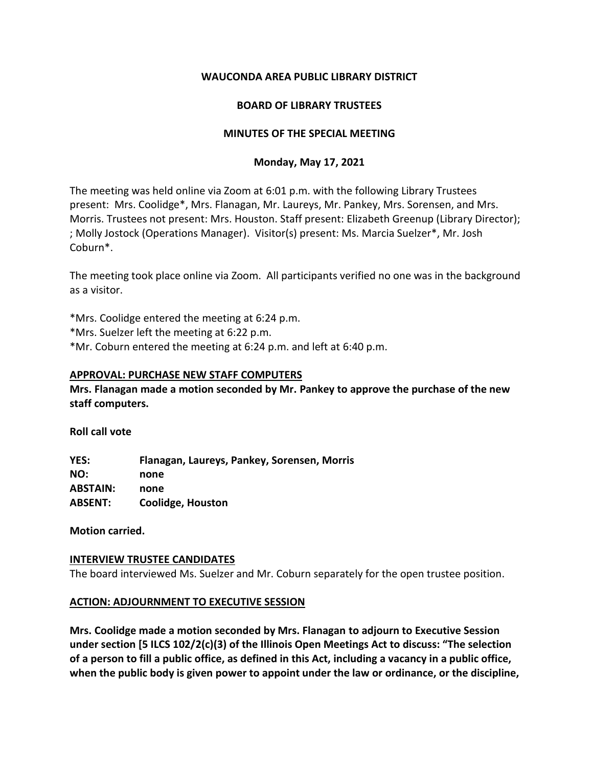**WAUCONDA AREA PUBLIC LIBRARY DISTRICT**

**BOARD OF LIBRARY TRUSTEES**

**MINUTES OF THE SPECIAL MEETING**

**Monday, May 17, 2021**

The meeting was held online via Zoom at 6:01 p.m. with the following Library Trustees present: Mrs. Coolidge*, Mrs. Flanagan, Mr. Laureys, Mr. Pankey, Mrs. Sorensen, and Mrs. Morris. Trustees not present: Mrs. Houston. Staff present: Elizabeth Greenup (Library Director); ; Molly Jostock (Operations Manager). Visitor(s) present: Ms. Marcia Suelzer*, Mr. Josh Coburn*.

The meeting took place online via Zoom. All participants verified no one was in the background as a visitor.

*Mrs. Coolidge entered the meeting at 6:24 p.m.
*Mrs. Suelzer left the meeting at 6:22 p.m.
*Mr. Coburn entered the meeting at 6:24 p.m. and left at 6:40 p.m.

**APPROVAL: PURCHASE NEW STAFF COMPUTERS**

**Mrs. Flanagan made a motion seconded by Mr. Pankey to approve the purchase of the new staff computers.**

**Roll call vote**

| | |
|---|---|
| **YES:** | **Flanagan, Laureys, Pankey, Sorensen, Morris** |
| **NO:** | **none** |
| **ABSTAIN:** | **none** |
| **ABSENT:** | **Coolidge, Houston** |

**Motion carried.**

**INTERVIEW TRUSTEE CANDIDATES**

The board interviewed Ms. Suelzer and Mr. Coburn separately for the open trustee position.

**ACTION: ADJOURNMENT TO EXECUTIVE SESSION**

**Mrs. Coolidge made a motion seconded by Mrs. Flanagan to adjourn to Executive Session under section [5 ILCS 102/2(c)(3) of the Illinois Open Meetings Act to discuss: "The selection of a person to fill a public office, as defined in this Act, including a vacancy in a public office, when the public body is given power to appoint under the law or ordinance, or the discipline,**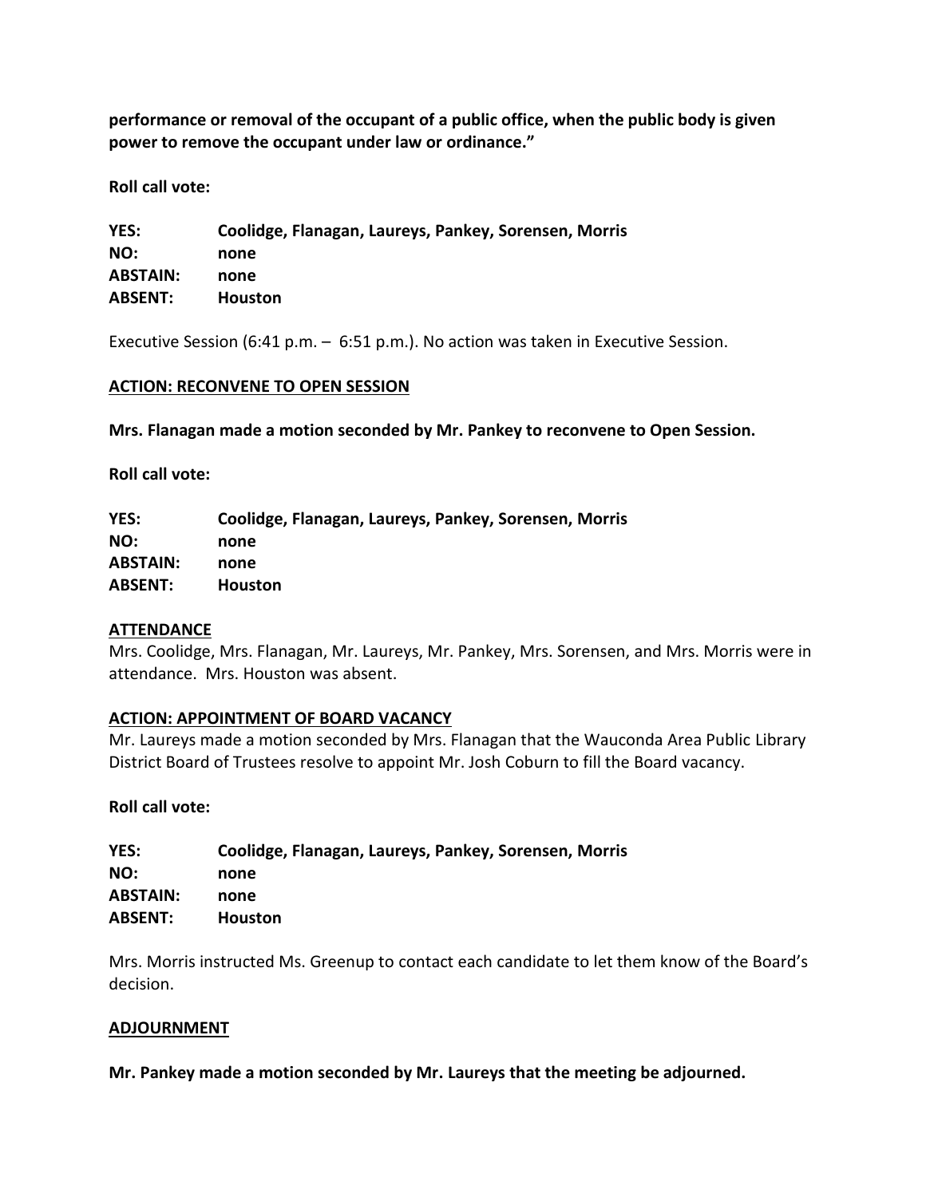**performance or removal of the occupant of a public office, when the public body is given power to remove the occupant under law or ordinance."**

**Roll call vote:**

**YES:** **Coolidge, Flanagan, Laureys, Pankey, Sorensen, Morris**
**NO:** **none**
**ABSTAIN:** **none**
**ABSENT:** **Houston**

Executive Session (6:41 p.m. – 6:51 p.m.). No action was taken in Executive Session.

**ACTION: RECONVENE TO OPEN SESSION**

**Mrs. Flanagan made a motion seconded by Mr. Pankey to reconvene to Open Session.**

**Roll call vote:**

**YES:** **Coolidge, Flanagan, Laureys, Pankey, Sorensen, Morris**
**NO:** **none**
**ABSTAIN:** **none**
**ABSENT:** **Houston**

**ATTENDANCE**

Mrs. Coolidge, Mrs. Flanagan, Mr. Laureys, Mr. Pankey, Mrs. Sorensen, and Mrs. Morris were in attendance. Mrs. Houston was absent.

**ACTION: APPOINTMENT OF BOARD VACANCY**

Mr. Laureys made a motion seconded by Mrs. Flanagan that the Wauconda Area Public Library District Board of Trustees resolve to appoint Mr. Josh Coburn to fill the Board vacancy.

**Roll call vote:**

**YES:** **Coolidge, Flanagan, Laureys, Pankey, Sorensen, Morris**
**NO:** **none**
**ABSTAIN:** **none**
**ABSENT:** **Houston**

Mrs. Morris instructed Ms. Greenup to contact each candidate to let them know of the Board's decision.

**ADJOURNMENT**

**Mr. Pankey made a motion seconded by Mr. Laureys that the meeting be adjourned.**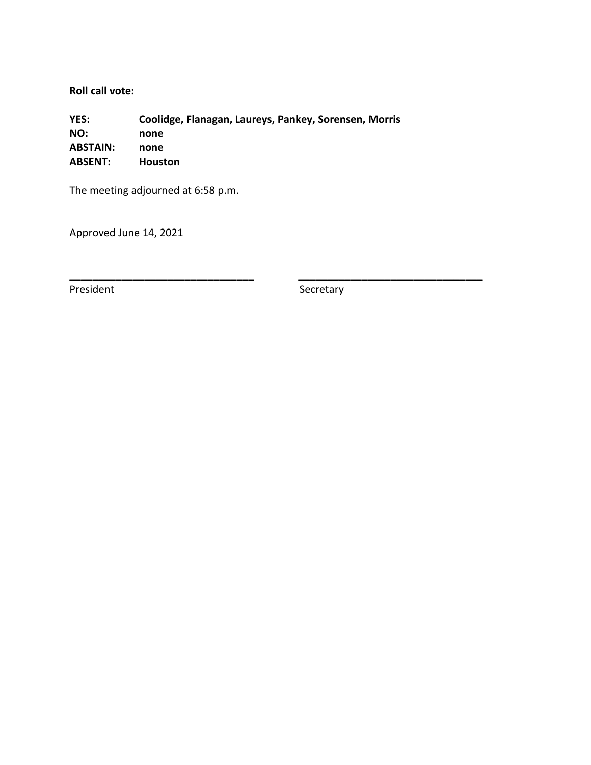**Roll call vote:**

| | |
|---|---|
| **YES:** | **Coolidge, Flanagan, Laureys, Pankey, Sorensen, Morris** |
| **NO:** | **none** |
| **ABSTAIN:** | **none** |
| **ABSENT:** | **Houston** |

The meeting adjourned at 6:58 p.m.

Approved June 14, 2021

________________________________ ________________________________

President Secretary